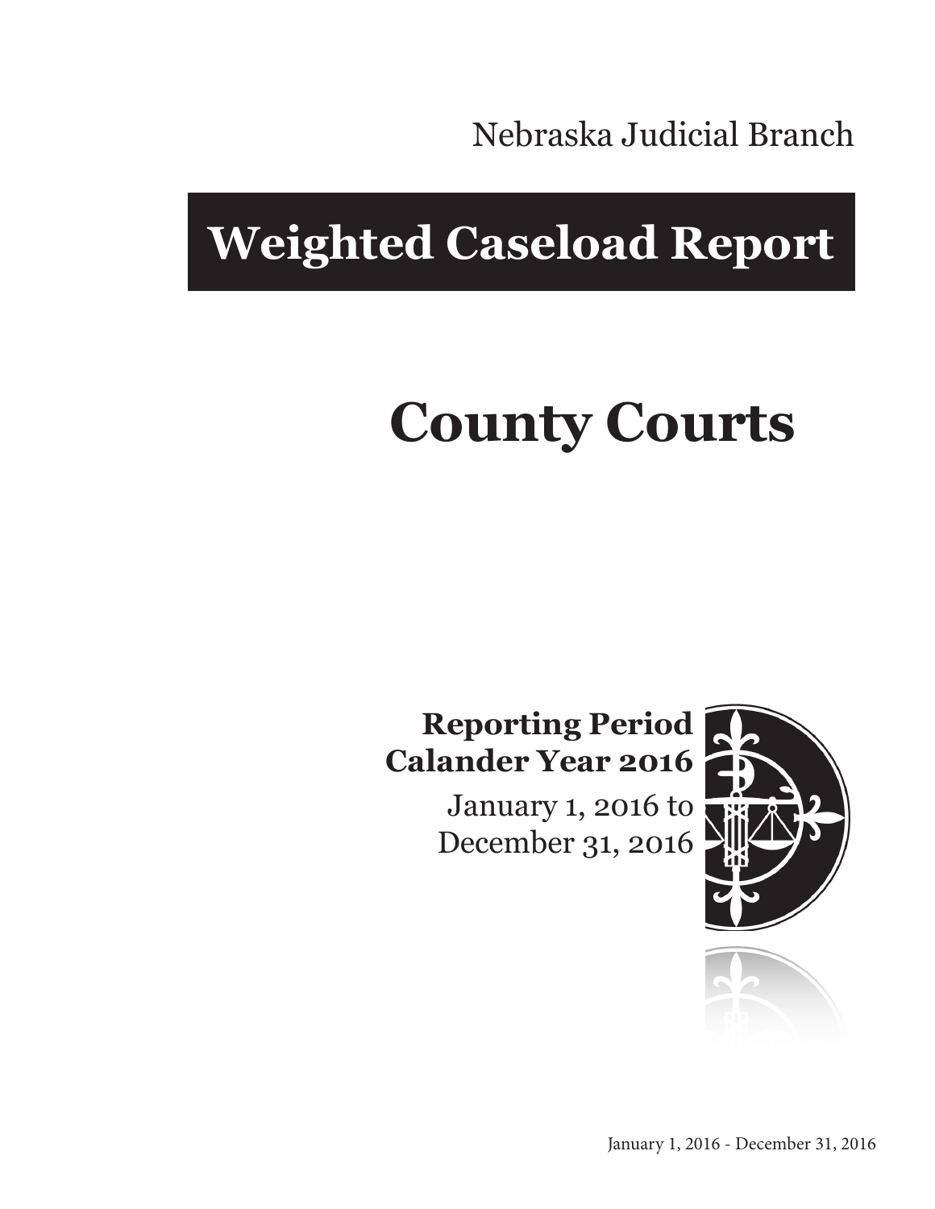Nebraska Judicial Branch

# Weighted Caseload Report

# County Courts

**Reporting Period**
**Calander Year 2016**

January 1, 2016 to
December 31, 2016

January 1, 2016 - December 31, 2016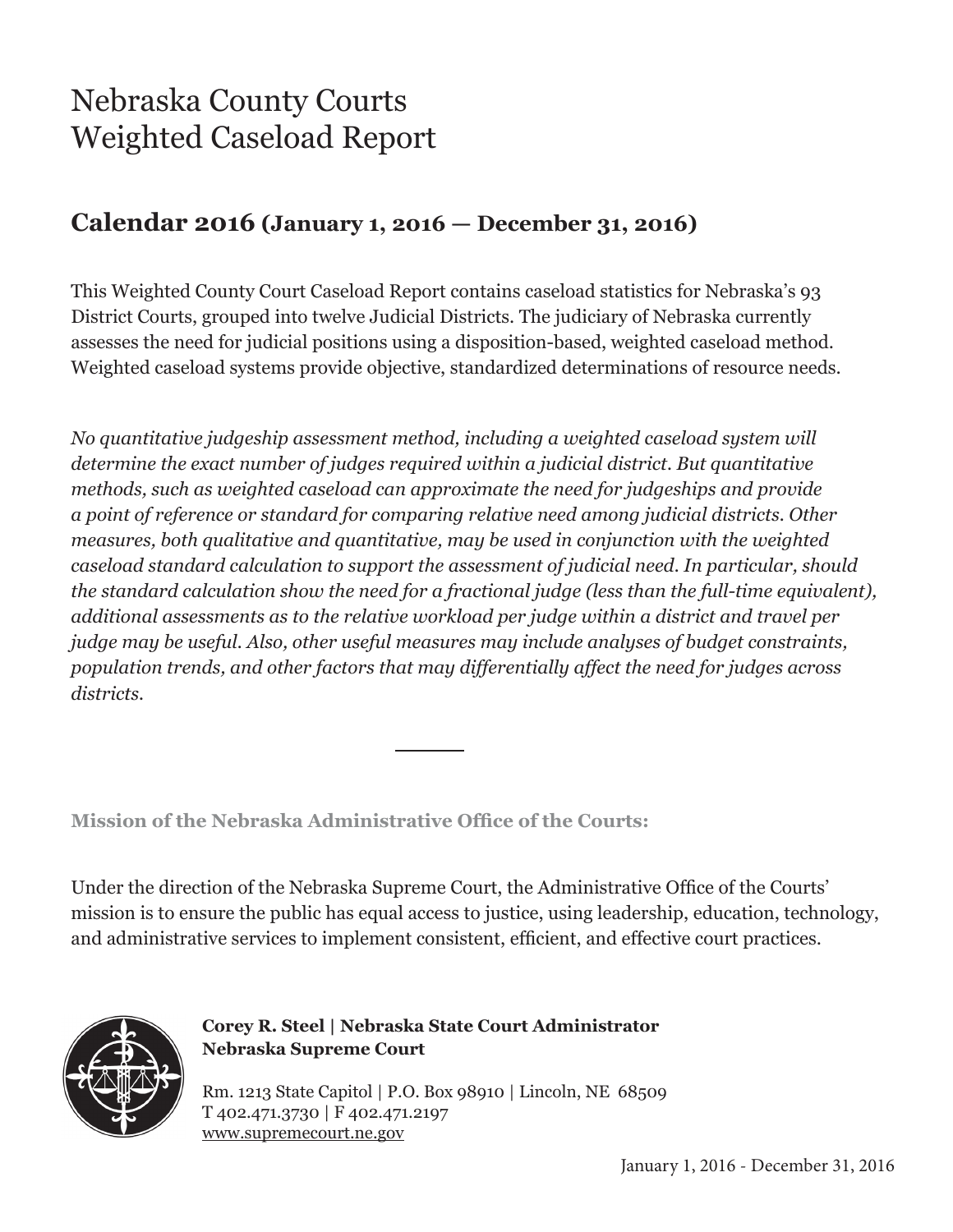# Nebraska County Courts
# Weighted Caseload Report

## Calendar 2016 (January 1, 2016 — December 31, 2016)

This Weighted County Court Caseload Report contains caseload statistics for Nebraska's 93 District Courts, grouped into twelve Judicial Districts. The judiciary of Nebraska currently assesses the need for judicial positions using a disposition-based, weighted caseload method. Weighted caseload systems provide objective, standardized determinations of resource needs.

*No quantitative judgeship assessment method, including a weighted caseload system will determine the exact number of judges required within a judicial district. But quantitative methods, such as weighted caseload can approximate the need for judgeships and provide a point of reference or standard for comparing relative need among judicial districts. Other measures, both qualitative and quantitative, may be used in conjunction with the weighted caseload standard calculation to support the assessment of judicial need. In particular, should the standard calculation show the need for a fractional judge (less than the full-time equivalent), additional assessments as to the relative workload per judge within a district and travel per judge may be useful. Also, other useful measures may include analyses of budget constraints, population trends, and other factors that may differentially affect the need for judges across districts.*

---

**Mission of the Nebraska Administrative Office of the Courts:**

Under the direction of the Nebraska Supreme Court, the Administrative Office of the Courts' mission is to ensure the public has equal access to justice, using leadership, education, technology, and administrative services to implement consistent, efficient, and effective court practices.

**Corey R. Steel | Nebraska State Court Administrator**
**Nebraska Supreme Court**

Rm. 1213 State Capitol | P.O. Box 98910 | Lincoln, NE 68509
T 402.471.3730 | F 402.471.2197
www.supremecourt.ne.gov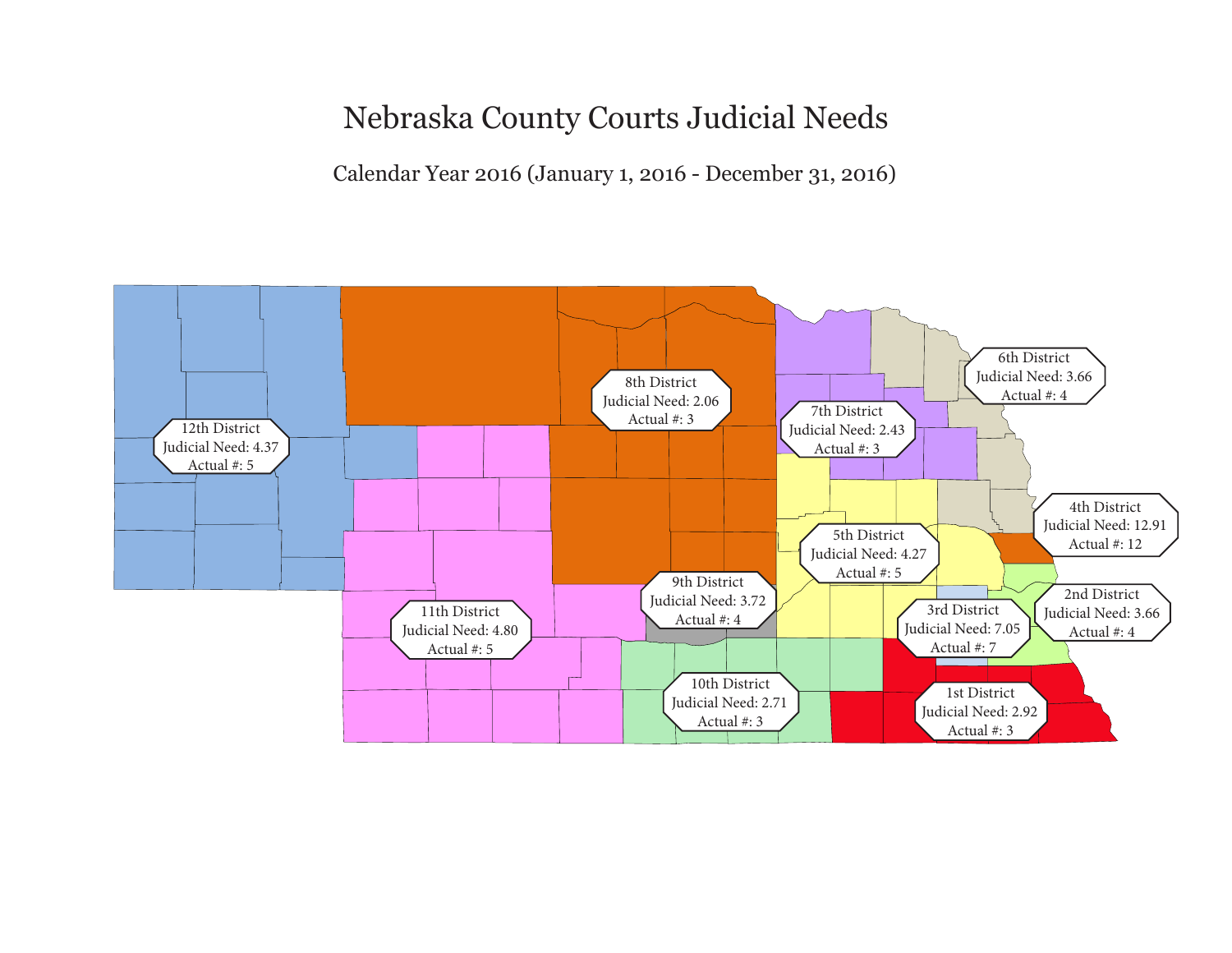# Nebraska County Courts Judicial Needs

Calendar Year 2016 (January 1, 2016 - December 31, 2016)

12th District
Judicial Need: 4.37
Actual #: 5

8th District
Judicial Need: 2.06
Actual #: 3

7th District
Judicial Need: 2.43
Actual #: 3

6th District
Judicial Need: 3.66
Actual #: 4

4th District
Judicial Need: 12.91
Actual #: 12

5th District
Judicial Need: 4.27
Actual #: 5

9th District
Judicial Need: 3.72
Actual #: 4

2nd District
Judicial Need: 3.66
Actual #: 4

3rd District
Judicial Need: 7.05
Actual #: 7

11th District
Judicial Need: 4.80
Actual #: 5

10th District
Judicial Need: 2.71
Actual #: 3

1st District
Judicial Need: 2.92
Actual #: 3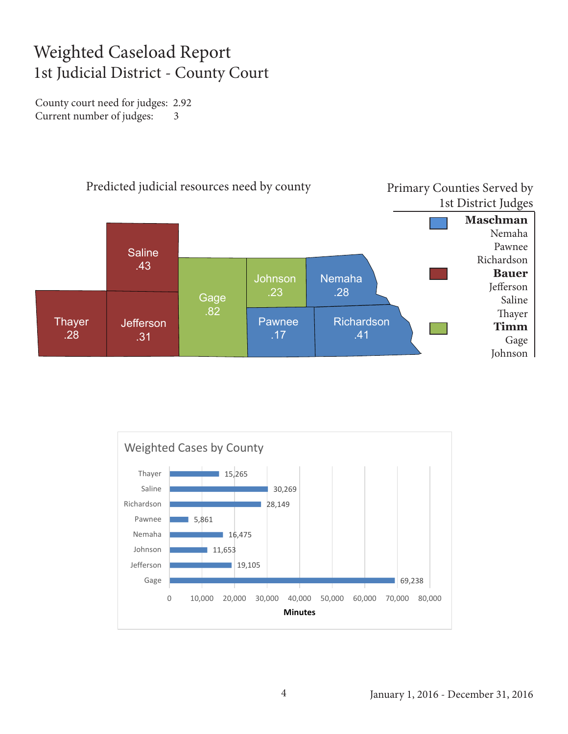# Weighted Caseload Report
## 1st Judicial District - County Court

County court need for judges: 2.92
Current number of judges: 3

Predicted judicial resources need by county

Saline
.43

Thayer
.28

Jefferson
.31

Gage
.82

Johnson
.23

Nemaha
.28

Pawnee
.17

Richardson
.41

Primary Counties Served by 1st District Judges

**Maschman**
Nemaha
Pawnee
Richardson

**Bauer**
Jefferson
Saline
Thayer

**Timm**
Gage
Johnson

Weighted Cases by County

Thayer 15,265
Saline 30,269
Richardson 28,149
Pawnee 5,861
Nemaha 16,475
Johnson 11,653
Jefferson 19,105
Gage 69,238

0 10,000 20,000 30,000 40,000 50,000 60,000 70,000 80,000

Minutes

January 1, 2016 - December 31, 2016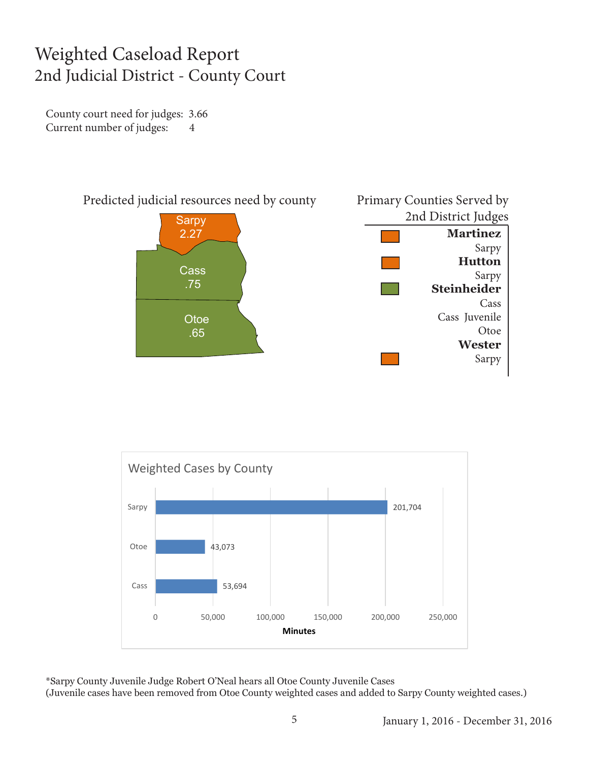# Weighted Caseload Report
## 2nd Judicial District - County Court

County court need for judges: 3.66
Current number of judges: 4

Predicted judicial resources need by county

Sarpy
2.27

Cass
.75

Otoe
.65

Primary Counties Served by 2nd District Judges

**Martinez**
Sarpy

**Hutton**
Sarpy

**Steinheider**
Cass
Cass Juvenile
Otoe

**Wester**
Sarpy

Weighted Cases by County

Sarpy 201,704
Otoe 43,073
Cass 53,694

0
50,000
100,000
150,000
200,000
250,000

Minutes

*Sarpy County Juvenile Judge Robert O'Neal hears all Otoe County Juvenile Cases
(Juvenile cases have been removed from Otoe County weighted cases and added to Sarpy County weighted cases.)

January 1, 2016 - December 31, 2016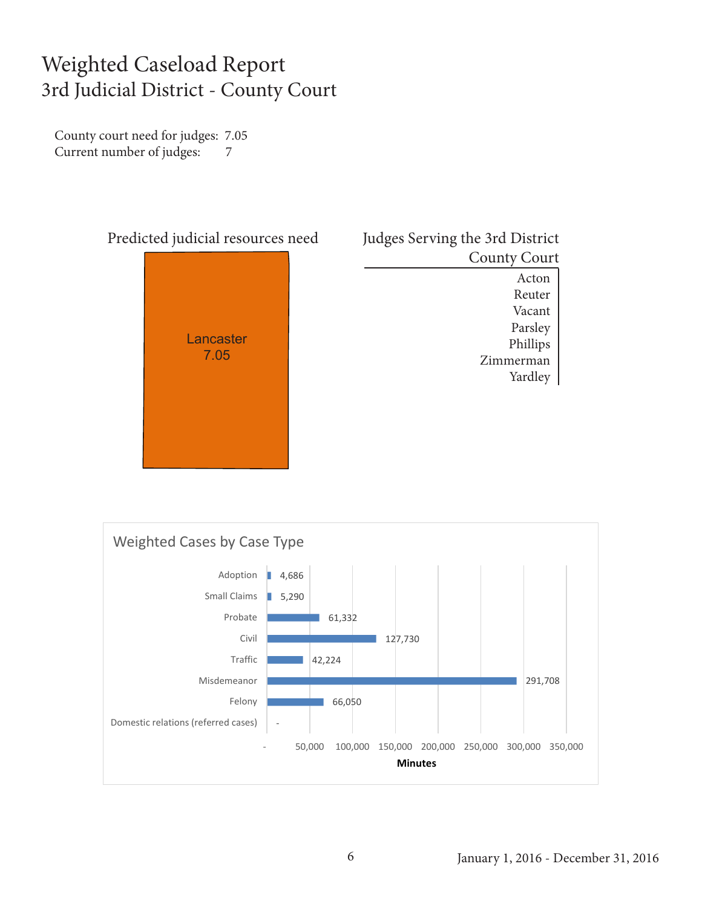# Weighted Caseload Report

## 3rd Judicial District - County Court

County court need for judges: 7.05
Current number of judges: 7

Predicted judicial resources need

Lancaster
7.05

Judges Serving the 3rd District County Court

Acton
Reuter
Vacant
Parsley
Phillips
Zimmerman
Yardley

Weighted Cases by Case Type

Adoption 4,686
Small Claims 5,290
Probate 61,332
Civil 127,730
Traffic 42,224
Misdemeanor 291,708
Felony 66,050
Domestic relations (referred cases) -

- 50,000 100,000 150,000 200,000 250,000 300,000 350,000

Minutes

January 1, 2016 - December 31, 2016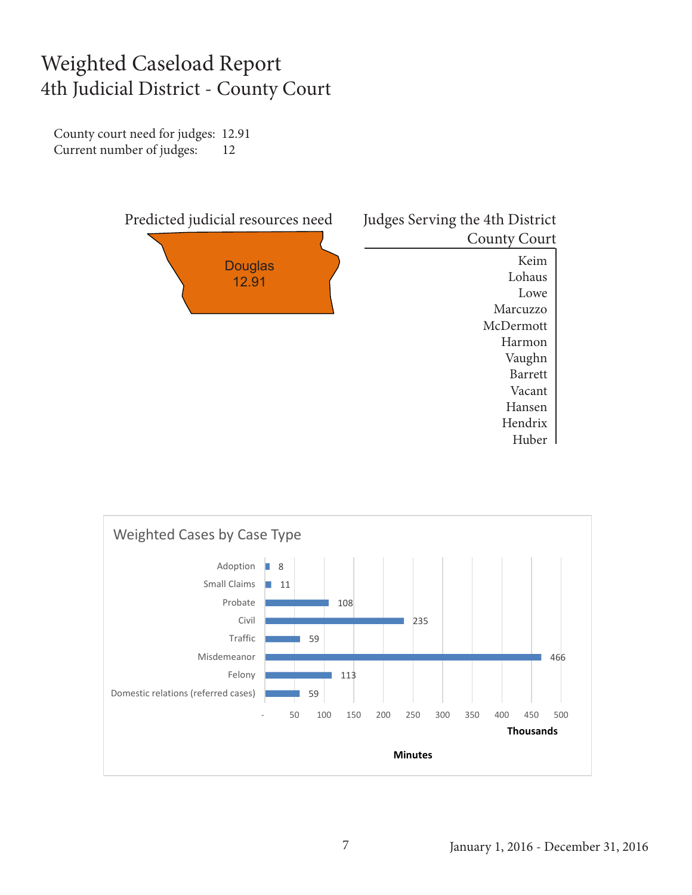# Weighted Caseload Report
## 4th Judicial District - County Court

County court need for judges: 12.91
Current number of judges: 12

Predicted judicial resources need

Douglas
12.91

Judges Serving the 4th District County Court

Keim
Lohaus
Lowe
Marcuzzo
McDermott
Harmon
Vaughn
Barrett
Vacant
Hansen
Hendrix
Huber

Weighted Cases by Case Type

Adoption 8
Small Claims 11
Probate 108
Civil 235
Traffic 59
Misdemeanor 466
Felony 113
Domestic relations (referred cases) 59

- 50 100 150 200 250 300 350 400 450 500
Thousands

Minutes

January 1, 2016 - December 31, 2016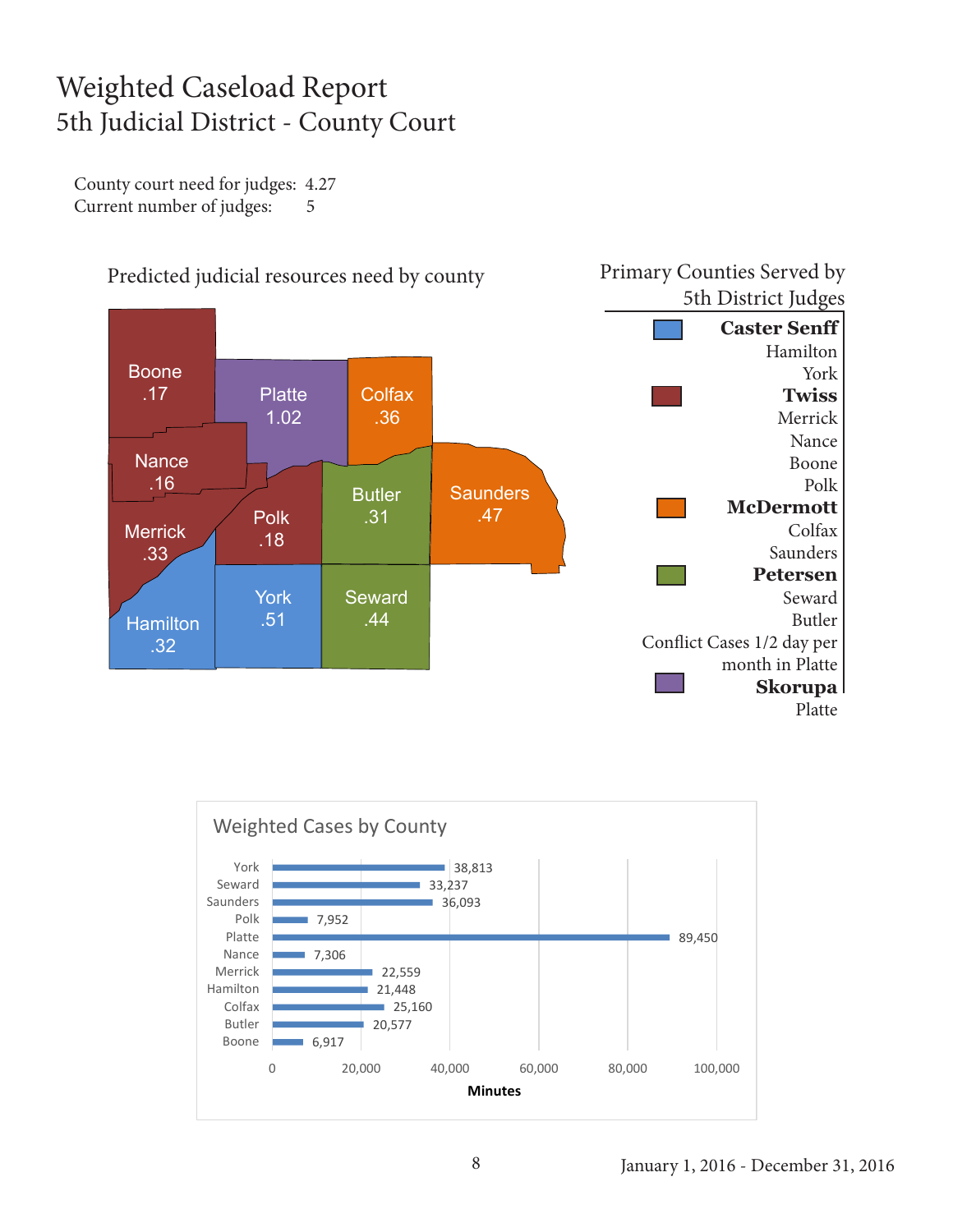# Weighted Caseload Report
## 5th Judicial District - County Court

County court need for judges: 4.27
Current number of judges: 5

### Predicted judicial resources need by county

Boone .17
Platte 1.02
Colfax .36
Nance .16
Saunders .47
Butler .31
Polk .18
Merrick .33
York .51
Seward .44
Hamilton .32

### Primary Counties Served by 5th District Judges

**Caster Senff**
Hamilton
York

**Twiss**
Merrick
Nance
Boone
Polk

**McDermott**
Colfax
Saunders

**Petersen**
Seward
Butler
Conflict Cases 1/2 day per month in Platte

**Skorupa**
Platte

### Weighted Cases by County

York 38,813
Seward 33,237
Saunders 36,093
Polk 7,952
Platte 89,450
Nance 7,306
Merrick 22,559
Hamilton 21,448
Colfax 25,160
Butler 20,577
Boone 6,917

0 20,000 40,000 60,000 80,000 100,000
Minutes

January 1, 2016 - December 31, 2016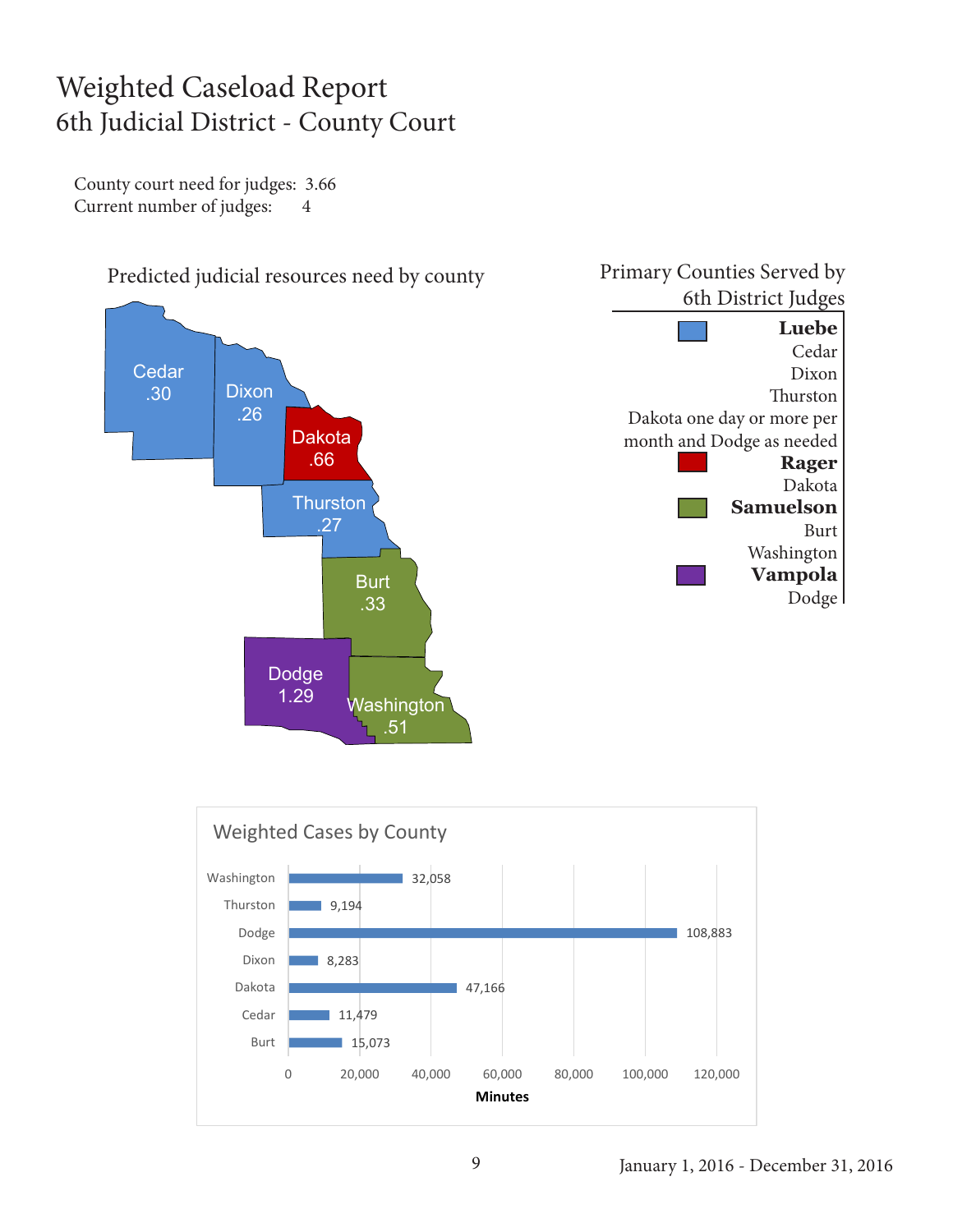# Weighted Caseload Report
## 6th Judicial District - County Court

County court need for judges: 3.66
Current number of judges: 4

Predicted judicial resources need by county

Cedar .30
Dixon .26
Dakota .66
Thurston .27
Burt .33
Dodge 1.29
Washington .51

Primary Counties Served by 6th District Judges

**Luebe**
Cedar
Dixon
Thurston
Dakota one day or more per month and Dodge as needed

**Rager**
Dakota

**Samuelson**
Burt
Washington

**Vampola**
Dodge

Weighted Cases by County

Washington 32,058
Thurston 9,194
Dodge 108,883
Dixon 8,283
Dakota 47,166
Cedar 11,479
Burt 15,073

0 20,000 40,000 60,000 80,000 100,000 120,000
Minutes

January 1, 2016 - December 31, 2016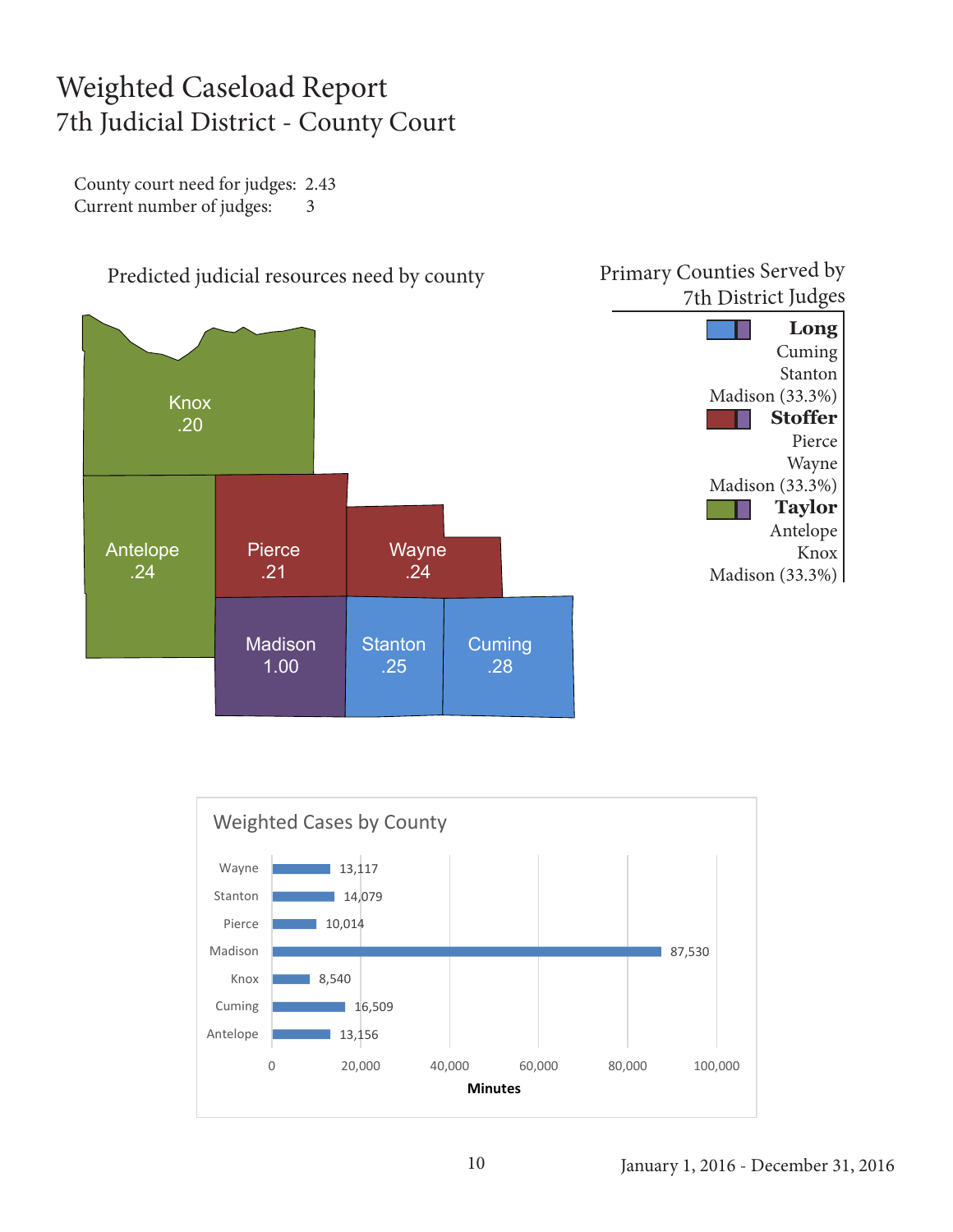# Weighted Caseload Report

## 7th Judicial District - County Court

County court need for judges: 2.43
Current number of judges: 3

Predicted judicial resources need by county

Knox
.20

Antelope
.24

Pierce
.21

Wayne
.24

Madison
1.00

Stanton
.25

Cuming
.28

Primary Counties Served by 7th District Judges

**Long**
Cuming
Stanton
Madison (33.3%)

**Stoffer**
Pierce
Wayne
Madison (33.3%)

**Taylor**
Antelope
Knox
Madison (33.3%)

Weighted Cases by County

Wayne 13,117
Stanton 14,079
Pierce 10,014
Madison 87,530
Knox 8,540
Cuming 16,509
Antelope 13,156

0
20,000
40,000
60,000
80,000
100,000

Minutes

January 1, 2016 - December 31, 2016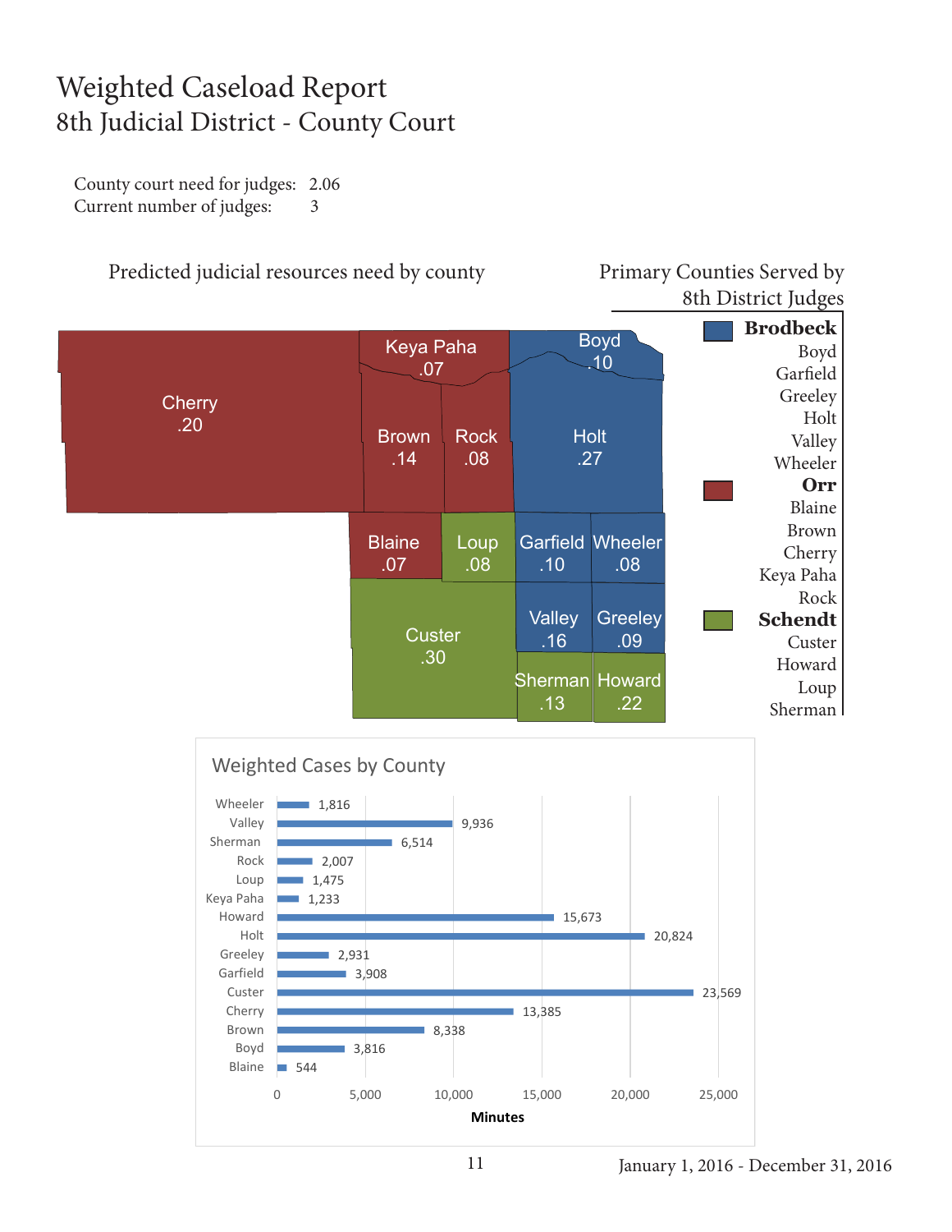# Weighted Caseload Report

## 8th Judicial District - County Court

County court need for judges: 2.06
Current number of judges: 3

Predicted judicial resources need by county

Cherry .20
Keya Paha .07
Boyd .10
Brown .14
Rock .08
Holt .27
Blaine .07
Loup .08
Garfield .10
Wheeler .08
Custer .30
Valley .16
Greeley .09
Sherman .13
Howard .22

Primary Counties Served by 8th District Judges

**Brodbeck**
Boyd
Garfield
Greeley
Holt
Valley
Wheeler

**Orr**
Blaine
Brown
Cherry
Keya Paha
Rock

**Schendt**
Custer
Howard
Loup
Sherman

Weighted Cases by County

Wheeler 1,816
Valley 9,936
Sherman 6,514
Rock 2,007
Loup 1,475
Keya Paha 1,233
Howard 15,673
Holt 20,824
Greeley 2,931
Garfield 3,908
Custer 23,569
Cherry 13,385
Brown 8,338
Boyd 3,816
Blaine 544

0 5,000 10,000 15,000 20,000 25,000

Minutes

January 1, 2016 - December 31, 2016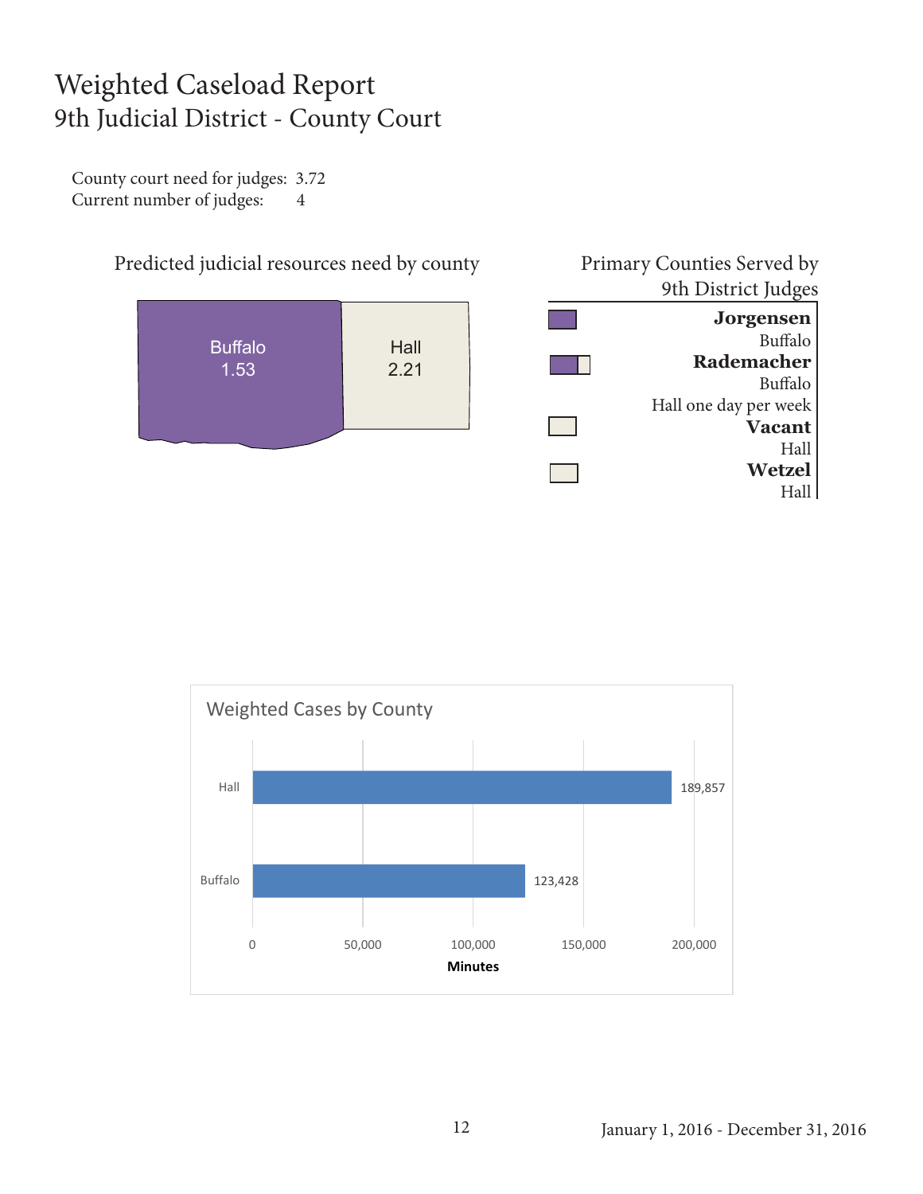# Weighted Caseload Report

## 9th Judicial District - County Court

County court need for judges: 3.72
Current number of judges: 4

Predicted judicial resources need by county

Buffalo
1.53

Hall
2.21

Primary Counties Served by 9th District Judges

**Jorgensen**
Buffalo

**Rademacher**
Buffalo
Hall one day per week

**Vacant**
Hall

**Wetzel**
Hall

Weighted Cases by County

Hall
189,857

Buffalo
123,428

0
50,000
100,000
150,000
200,000

**Minutes**

January 1, 2016 - December 31, 2016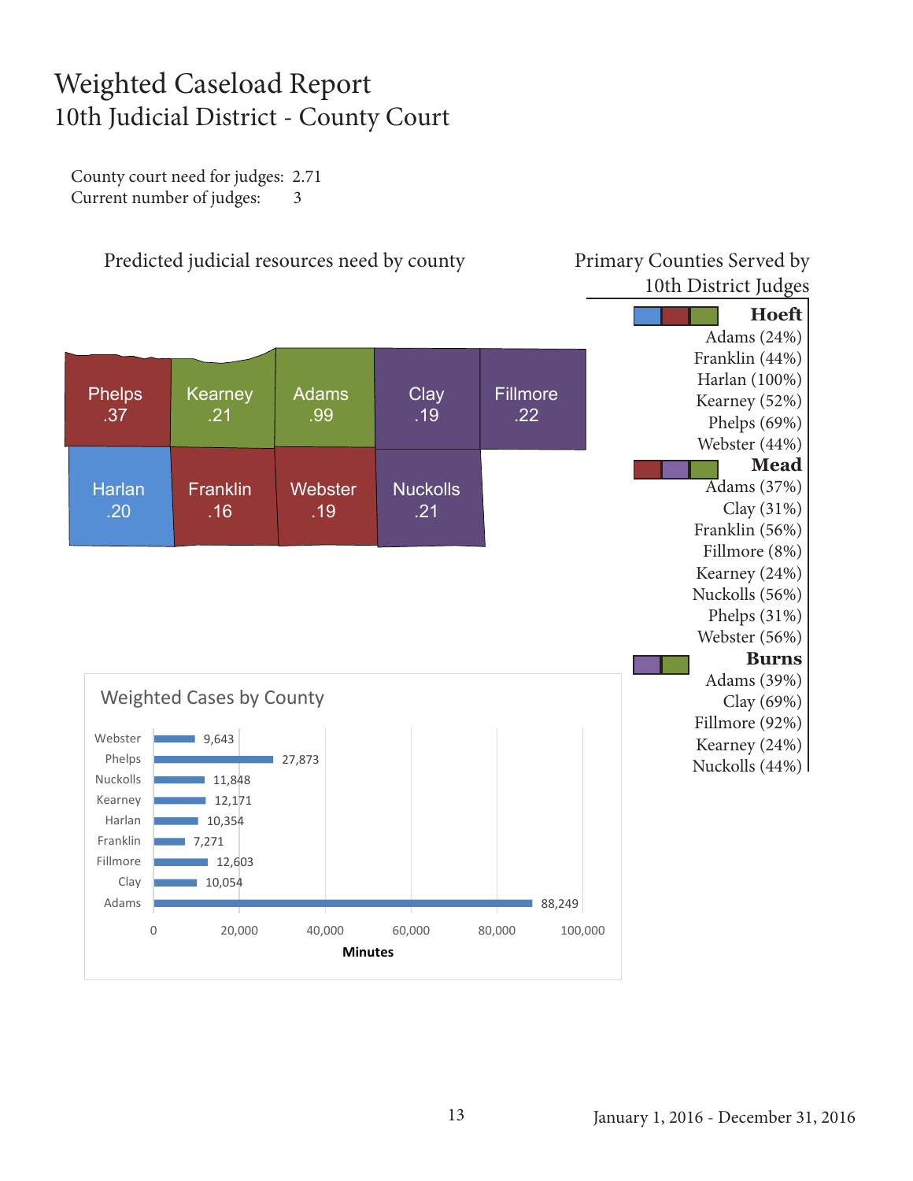# Weighted Caseload Report

## 10th Judicial District - County Court

County court need for judges: 2.71

Current number of judges: 3

Predicted judicial resources need by county

Phelps .37

Kearney .21

Adams .99

Clay .19

Fillmore .22

Harlan .20

Franklin .16

Webster .19

Nuckolls .21

Weighted Cases by County

Webster 9,643

Phelps 27,873

Nuckolls 11,848

Kearney 12,171

Harlan 10,354

Franklin 7,271

Fillmore 12,603

Clay 10,054

Adams 88,249

0 20,000 40,000 60,000 80,000 100,000

Minutes

Primary Counties Served by 10th District Judges

**Hoeft**

Adams (24%)
Franklin (44%)
Harlan (100%)
Kearney (52%)
Phelps (69%)
Webster (44%)

**Mead**

Adams (37%)
Clay (31%)
Franklin (56%)
Fillmore (8%)
Kearney (24%)
Nuckolls (56%)
Phelps (31%)
Webster (56%)

**Burns**

Adams (39%)
Clay (69%)
Fillmore (92%)
Kearney (24%)
Nuckolls (44%)

January 1, 2016 - December 31, 2016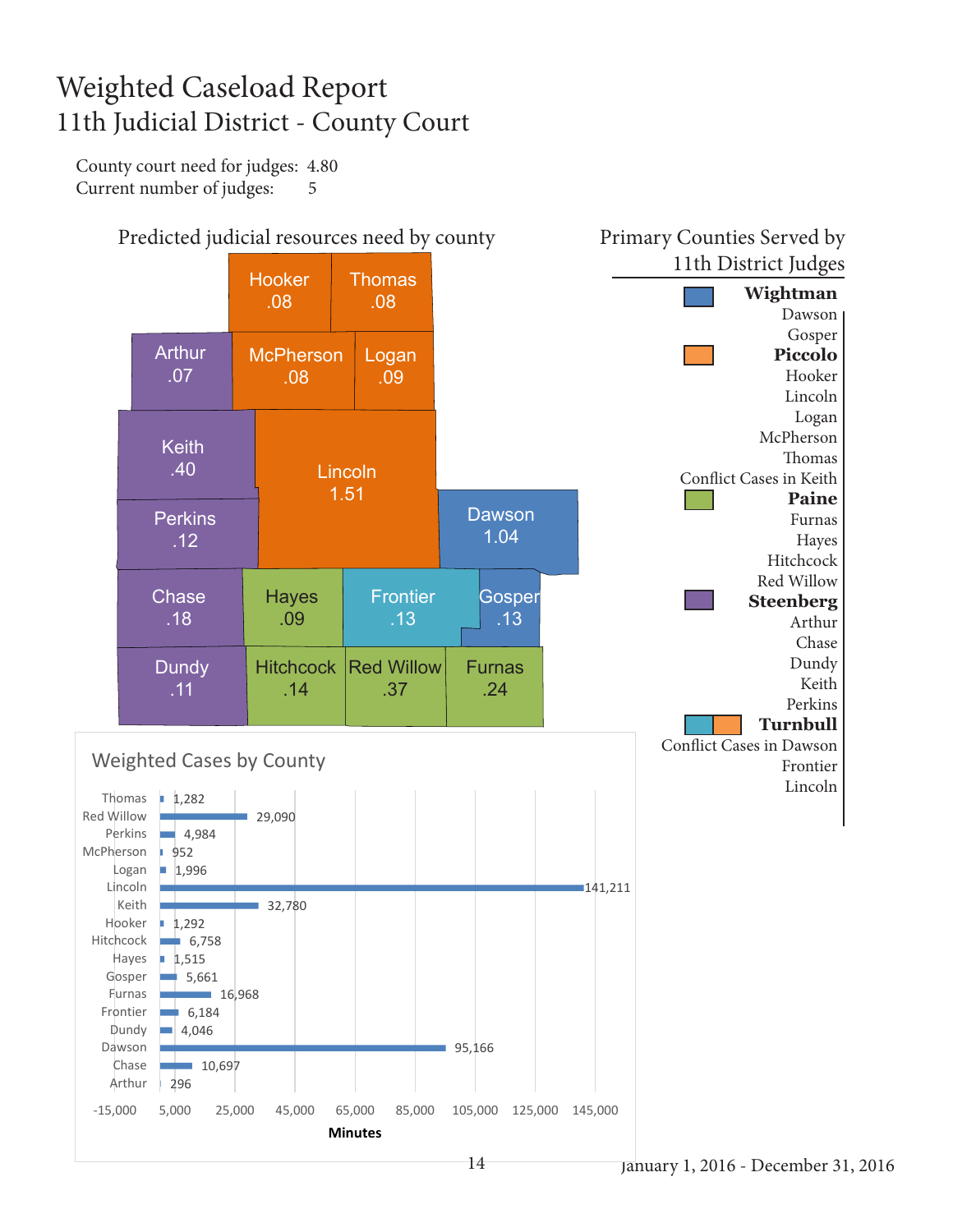# Weighted Caseload Report
## 11th Judicial District - County Court

County court need for judges: 4.80
Current number of judges: 5

### Predicted judicial resources need by county

| County | Need |
|---|---|
| Hooker | .08 |
| Thomas | .08 |
| Arthur | .07 |
| McPherson | .08 |
| Logan | .09 |
| Keith | .40 |
| Lincoln | 1.51 |
| Perkins | .12 |
| Dawson | 1.04 |
| Chase | .18 |
| Hayes | .09 |
| Frontier | .13 |
| Gosper | .13 |
| Dundy | .11 |
| Hitchcock | .14 |
| Red Willow | .37 |
| Furnas | .24 |

### Primary Counties Served by 11th District Judges

**Wightman**
Dawson
Gosper

**Piccolo**
Hooker
Lincoln
Logan
McPherson
Thomas
Conflict Cases in Keith

**Paine**
Furnas
Hayes
Hitchcock
Red Willow

**Steenberg**
Arthur
Chase
Dundy
Keith
Perkins

**Turnbull**
Conflict Cases in Dawson
Frontier
Lincoln

### Weighted Cases by County

| County | Minutes |
|---|---|
| Thomas | 1,282 |
| Red Willow | 29,090 |
| Perkins | 4,984 |
| McPherson | 952 |
| Logan | 1,996 |
| Lincoln | 141,211 |
| Keith | 32,780 |
| Hooker | 1,292 |
| Hitchcock | 6,758 |
| Hayes | 1,515 |
| Gosper | 5,661 |
| Furnas | 16,968 |
| Frontier | 6,184 |
| Dundy | 4,046 |
| Dawson | 95,166 |
| Chase | 10,697 |
| Arthur | 296 |

January 1, 2016 - December 31, 2016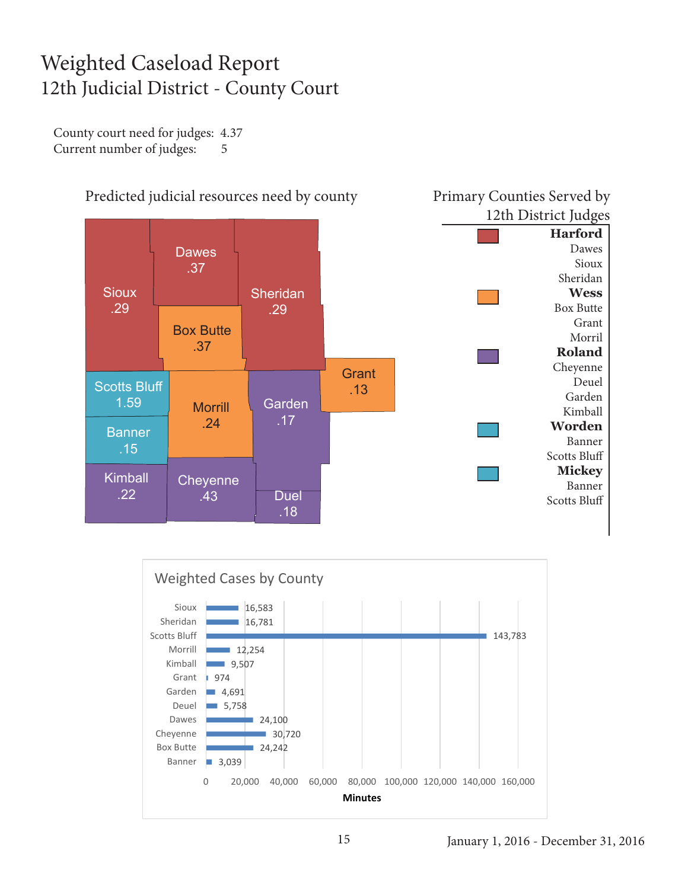# Weighted Caseload Report
## 12th Judicial District - County Court

County court need for judges: 4.37
Current number of judges: 5

Predicted judicial resources need by county

Dawes
.37

Sioux
.29

Sheridan
.29

Box Butte
.37

Grant
.13

Scotts Bluff
1.59

Morrill
.24

Garden
.17

Banner
.15

Kimball
.22

Cheyenne
.43

Duel
.18

Primary Counties Served by 12th District Judges

**Harford**
Dawes
Sioux
Sheridan

**Wess**
Box Butte
Grant
Morril

**Roland**
Cheyenne
Deuel
Garden
Kimball

**Worden**
Banner
Scotts Bluff

**Mickey**
Banner
Scotts Bluff

Weighted Cases by County

Sioux 16,583
Sheridan 16,781
Scotts Bluff 143,783
Morrill 12,254
Kimball 9,507
Grant 974
Garden 4,691
Deuel 5,758
Dawes 24,100
Cheyenne 30,720
Box Butte 24,242
Banner 3,039

0 20,000 40,000 60,000 80,000 100,000 120,000 140,000 160,000

Minutes

January 1, 2016 - December 31, 2016